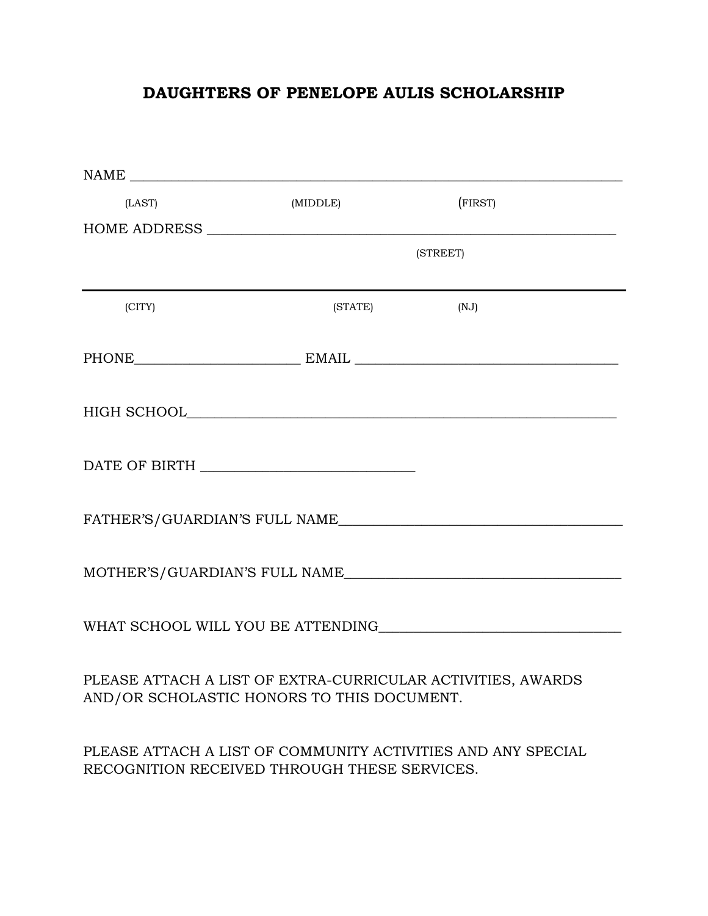# DAUGHTERS OF PENELOPE AULIS SCHOLARSHIP

NAME ___________________________________________________________________

(LAST) (MIDDLE) (FIRST)

HOME ADDRESS ____________________________________________________________

(STREET)

___________________________________________________________________________

(CITY) (STATE) (NJ)

PHONE______________________ EMAIL __________________________________

HIGH SCHOOL______________________________________________________________

DATE OF BIRTH ____________________________

FATHER'S/GUARDIAN'S FULL NAME____________________________________

MOTHER'S/GUARDIAN'S FULL NAME____________________________________

WHAT SCHOOL WILL YOU BE ATTENDING_______________________________

PLEASE ATTACH A LIST OF EXTRA-CURRICULAR ACTIVITIES, AWARDS AND/OR SCHOLASTIC HONORS TO THIS DOCUMENT.

PLEASE ATTACH A LIST OF COMMUNITY ACTIVITIES AND ANY SPECIAL RECOGNITION RECEIVED THROUGH THESE SERVICES.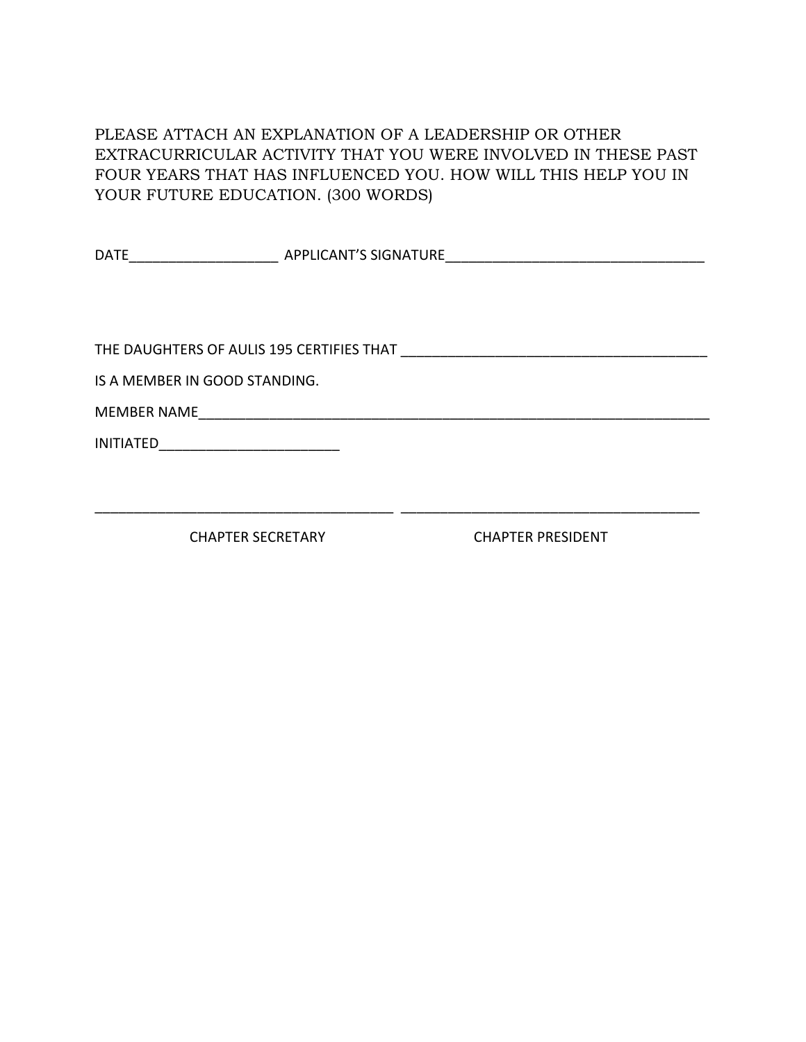PLEASE ATTACH AN EXPLANATION OF A LEADERSHIP OR OTHER EXTRACURRICULAR ACTIVITY THAT YOU WERE INVOLVED IN THESE PAST FOUR YEARS THAT HAS INFLUENCED YOU. HOW WILL THIS HELP YOU IN YOUR FUTURE EDUCATION. (300 WORDS)

DATE____________________ APPLICANT'S SIGNATURE__________________________________

THE DAUGHTERS OF AULIS 195 CERTIFIES THAT ________________________________________

IS A MEMBER IN GOOD STANDING.

MEMBER NAME_____________________________________________________________________

INITIATED________________________

________________________________________ ________________________________________

CHAPTER SECRETARY CHAPTER PRESIDENT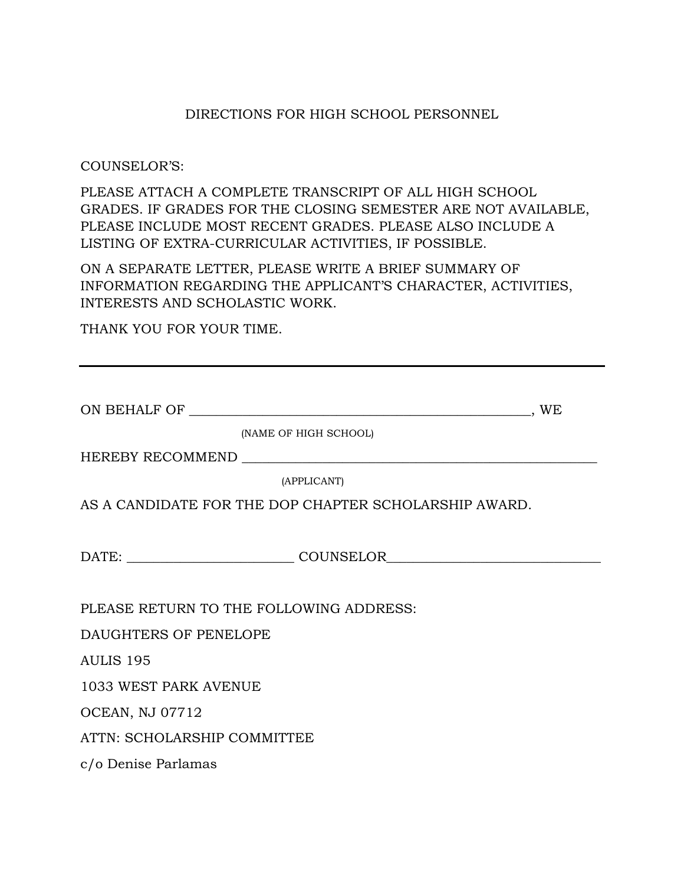# DIRECTIONS FOR HIGH SCHOOL PERSONNEL

COUNSELOR'S:

PLEASE ATTACH A COMPLETE TRANSCRIPT OF ALL HIGH SCHOOL GRADES. IF GRADES FOR THE CLOSING SEMESTER ARE NOT AVAILABLE, PLEASE INCLUDE MOST RECENT GRADES. PLEASE ALSO INCLUDE A LISTING OF EXTRA-CURRICULAR ACTIVITIES, IF POSSIBLE.

ON A SEPARATE LETTER, PLEASE WRITE A BRIEF SUMMARY OF INFORMATION REGARDING THE APPLICANT'S CHARACTER, ACTIVITIES, INTERESTS AND SCHOLASTIC WORK.

THANK YOU FOR YOUR TIME.

---

ON BEHALF OF ___________________________________________________, WE

(NAME OF HIGH SCHOOL)

HEREBY RECOMMEND _____________________________________________________

(APPLICANT)

AS A CANDIDATE FOR THE DOP CHAPTER SCHOLARSHIP AWARD.

DATE: ________________________ COUNSELOR______________________________

PLEASE RETURN TO THE FOLLOWING ADDRESS:

DAUGHTERS OF PENELOPE

AULIS 195

1033 WEST PARK AVENUE

OCEAN, NJ 07712

ATTN: SCHOLARSHIP COMMITTEE

c/o Denise Parlamas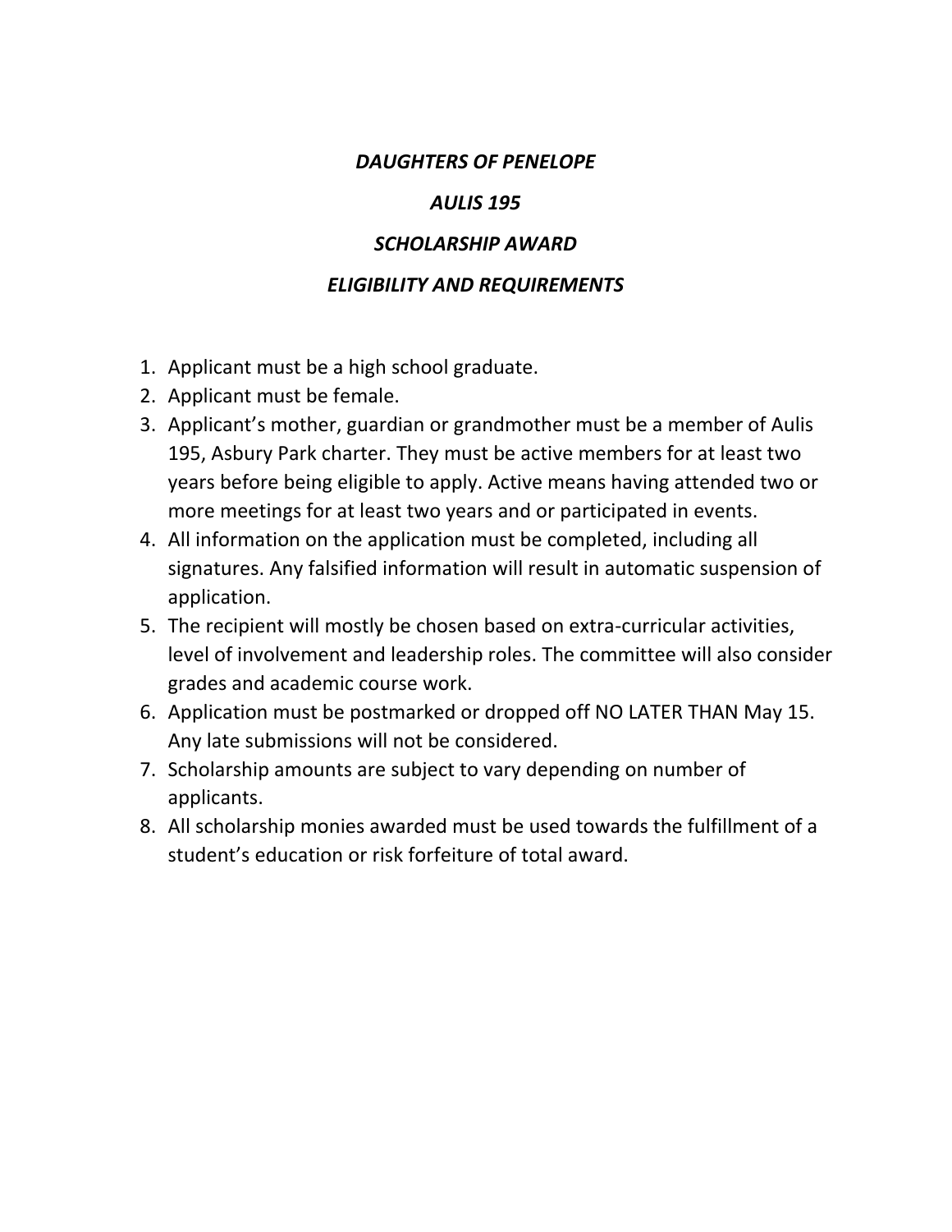***DAUGHTERS OF PENELOPE***

***AULIS 195***

***SCHOLARSHIP AWARD***

***ELIGIBILITY AND REQUIREMENTS***

1. Applicant must be a high school graduate.
2. Applicant must be female.
3. Applicant's mother, guardian or grandmother must be a member of Aulis 195, Asbury Park charter. They must be active members for at least two years before being eligible to apply. Active means having attended two or more meetings for at least two years and or participated in events.
4. All information on the application must be completed, including all signatures. Any falsified information will result in automatic suspension of application.
5. The recipient will mostly be chosen based on extra-curricular activities, level of involvement and leadership roles. The committee will also consider grades and academic course work.
6. Application must be postmarked or dropped off NO LATER THAN May 15. Any late submissions will not be considered.
7. Scholarship amounts are subject to vary depending on number of applicants.
8. All scholarship monies awarded must be used towards the fulfillment of a student's education or risk forfeiture of total award.